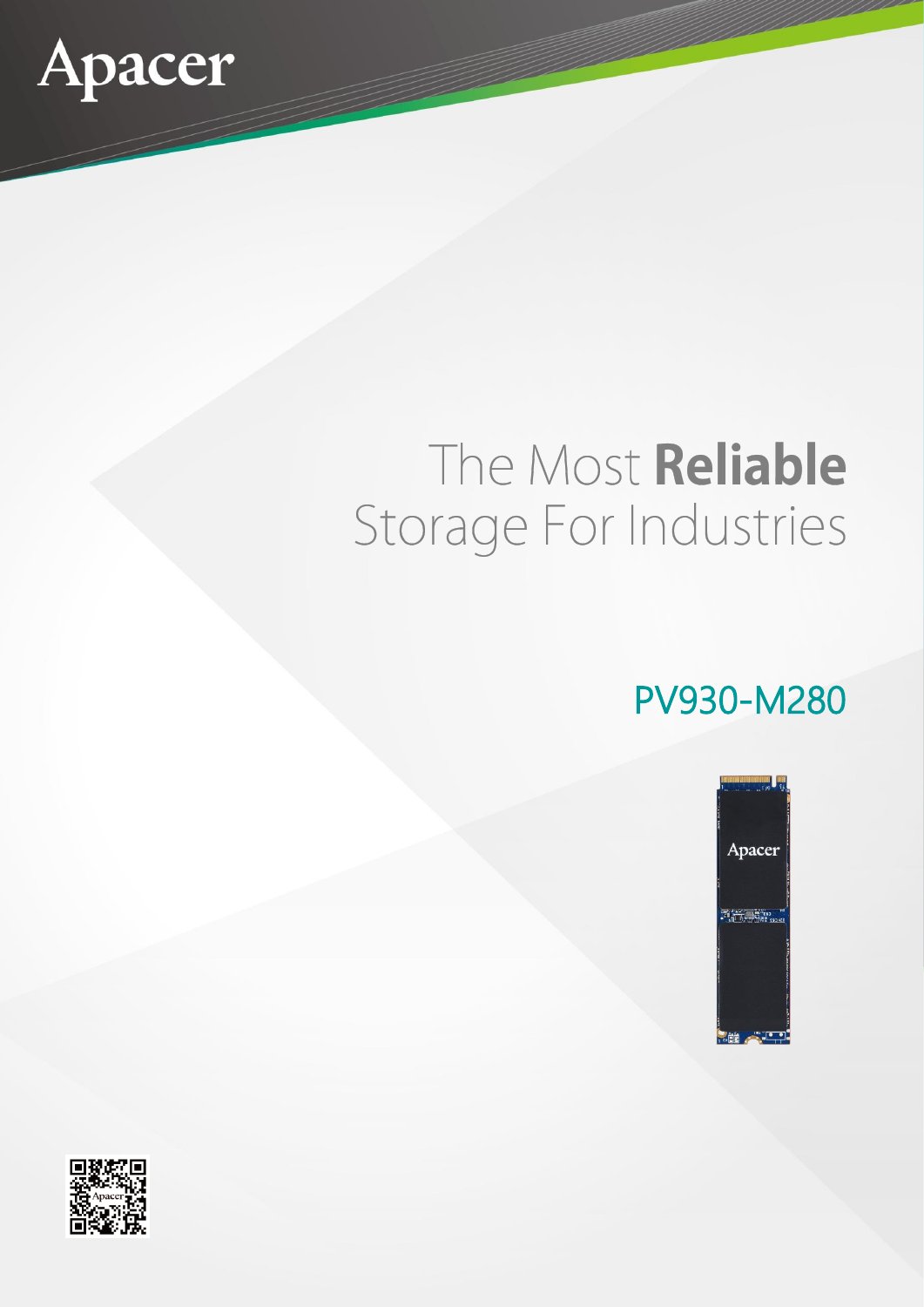Apacer

# The Most **Reliable** Storage For Industries

## PV930-M280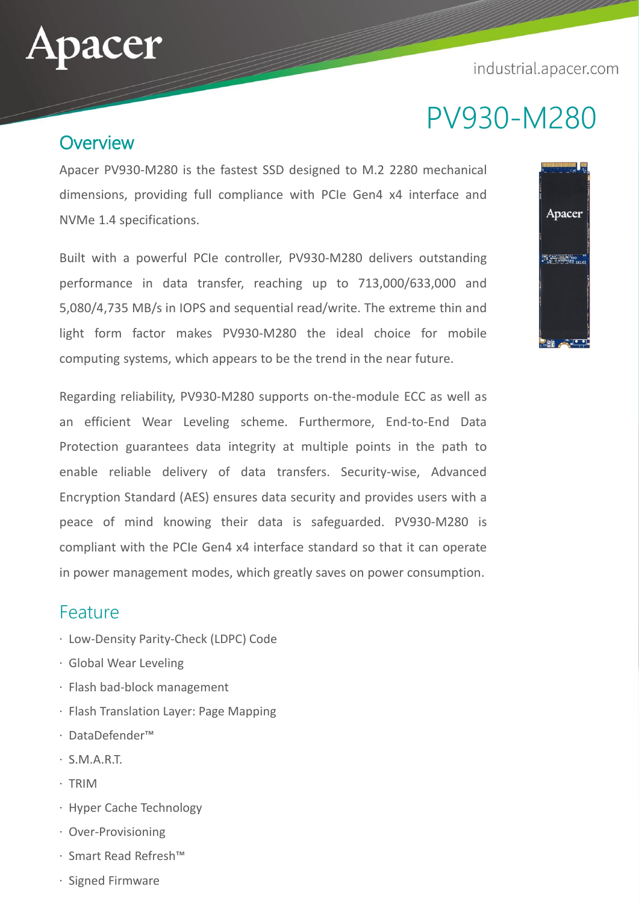# PV930-M280

## Overview

Apacer PV930-M280 is the fastest SSD designed to M.2 2280 mechanical dimensions, providing full compliance with PCIe Gen4 x4 interface and NVMe 1.4 specifications.

Built with a powerful PCIe controller, PV930-M280 delivers outstanding performance in data transfer, reaching up to 713,000/633,000 and 5,080/4,735 MB/s in IOPS and sequential read/write. The extreme thin and light form factor makes PV930-M280 the ideal choice for mobile computing systems, which appears to be the trend in the near future.

Regarding reliability, PV930-M280 supports on-the-module ECC as well as an efficient Wear Leveling scheme. Furthermore, End-to-End Data Protection guarantees data integrity at multiple points in the path to enable reliable delivery of data transfers. Security-wise, Advanced Encryption Standard (AES) ensures data security and provides users with a peace of mind knowing their data is safeguarded. PV930-M280 is compliant with the PCIe Gen4 x4 interface standard so that it can operate in power management modes, which greatly saves on power consumption.

## Feature

- Low-Density Parity-Check (LDPC) Code
- Global Wear Leveling
- Flash bad-block management
- Flash Translation Layer: Page Mapping
- DataDefender™
- S.M.A.R.T.
- TRIM
- Hyper Cache Technology
- Over-Provisioning
- Smart Read Refresh™
- Signed Firmware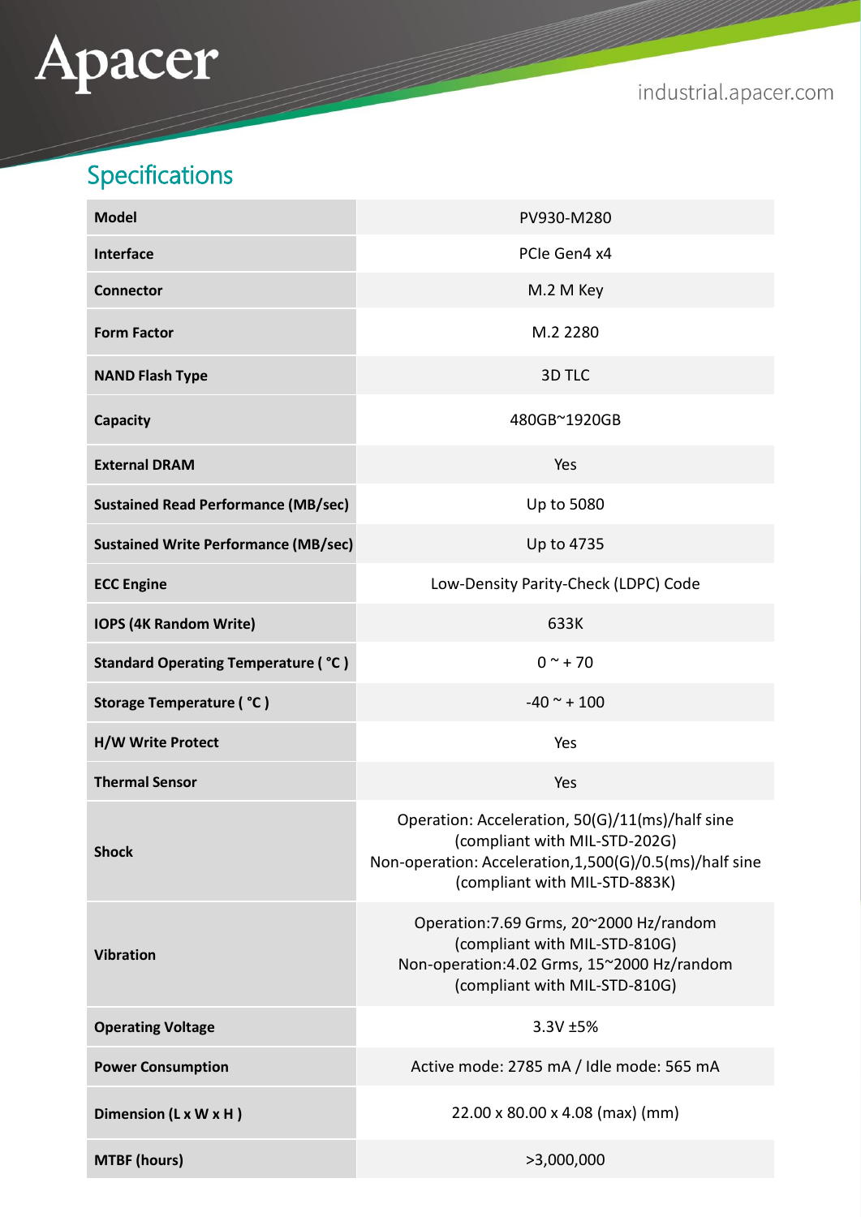## Specifications

| | |
|---|---|
| **Model** | PV930-M280 |
| **Interface** | PCIe Gen4 x4 |
| **Connector** | M.2 M Key |
| **Form Factor** | M.2 2280 |
| **NAND Flash Type** | 3D TLC |
| **Capacity** | 480GB~1920GB |
| **External DRAM** | Yes |
| **Sustained Read Performance (MB/sec)** | Up to 5080 |
| **Sustained Write Performance (MB/sec)** | Up to 4735 |
| **ECC Engine** | Low-Density Parity-Check (LDPC) Code |
| **IOPS (4K Random Write)** | 633K |
| **Standard Operating Temperature ( °C )** | 0 ~ + 70 |
| **Storage Temperature ( °C )** | -40 ~ + 100 |
| **H/W Write Protect** | Yes |
| **Thermal Sensor** | Yes |
| **Shock** | Operation: Acceleration, 50(G)/11(ms)/half sine (compliant with MIL-STD-202G) Non-operation: Acceleration,1,500(G)/0.5(ms)/half sine (compliant with MIL-STD-883K) |
| **Vibration** | Operation:7.69 Grms, 20~2000 Hz/random (compliant with MIL-STD-810G) Non-operation:4.02 Grms, 15~2000 Hz/random (compliant with MIL-STD-810G) |
| **Operating Voltage** | 3.3V ±5% |
| **Power Consumption** | Active mode: 2785 mA / Idle mode: 565 mA |
| **Dimension (L x W x H )** | 22.00 x 80.00 x 4.08 (max) (mm) |
| **MTBF (hours)** | >3,000,000 |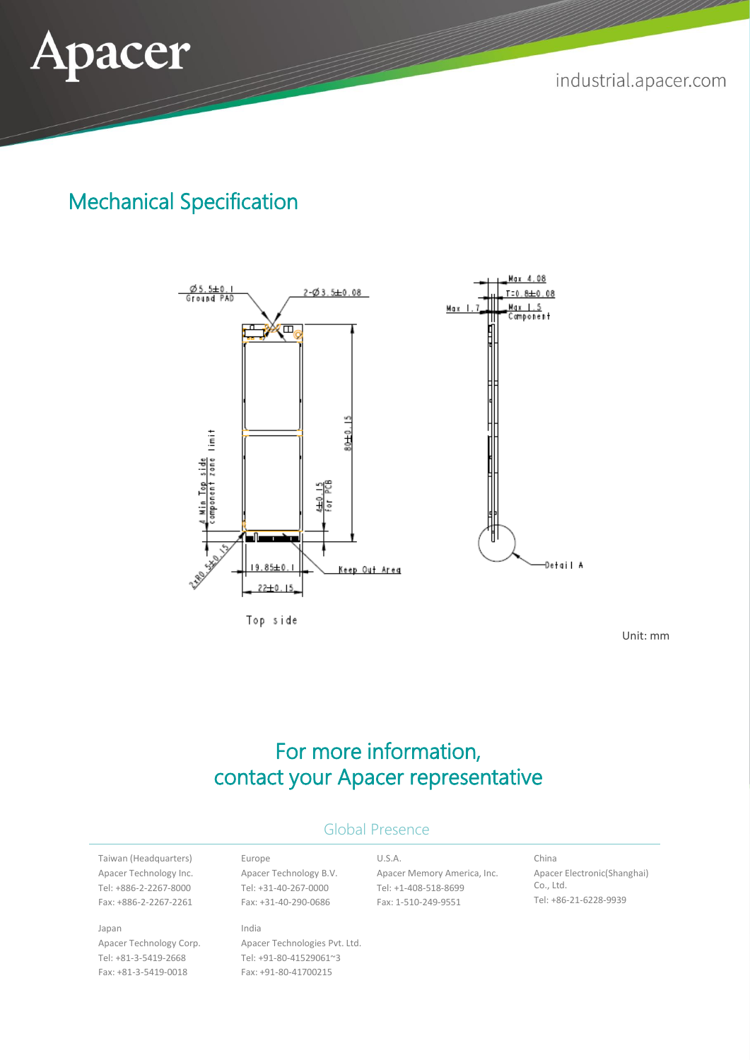## Mechanical Specification

Ø5.5±0.1
Ground PAD

2-Ø3.5±0.08

80±0.15

4 Min Top side
component zone limit

4±0.15
for PCB

2xR0.5±0.15

19.85±0.1

22±0.15

Keep Out Area

Top side

Max 4.08

T=0.8±0.08

Max 1.7

Max 1.5
Component

Detail A

Unit: mm

## For more information, contact your Apacer representative

### Global Presence

Taiwan (Headquarters)
Apacer Technology Inc.
Tel: +886-2-2267-8000
Fax: +886-2-2267-2261

Europe
Apacer Technology B.V.
Tel: +31-40-267-0000
Fax: +31-40-290-0686

U.S.A.
Apacer Memory America, Inc.
Tel: +1-408-518-8699
Fax: 1-510-249-9551

China
Apacer Electronic(Shanghai) Co., Ltd.
Tel: +86-21-6228-9939

Japan
Apacer Technology Corp.
Tel: +81-3-5419-2668
Fax: +81-3-5419-0018

India
Apacer Technologies Pvt. Ltd.
Tel: +91-80-41529061~3
Fax: +91-80-41700215